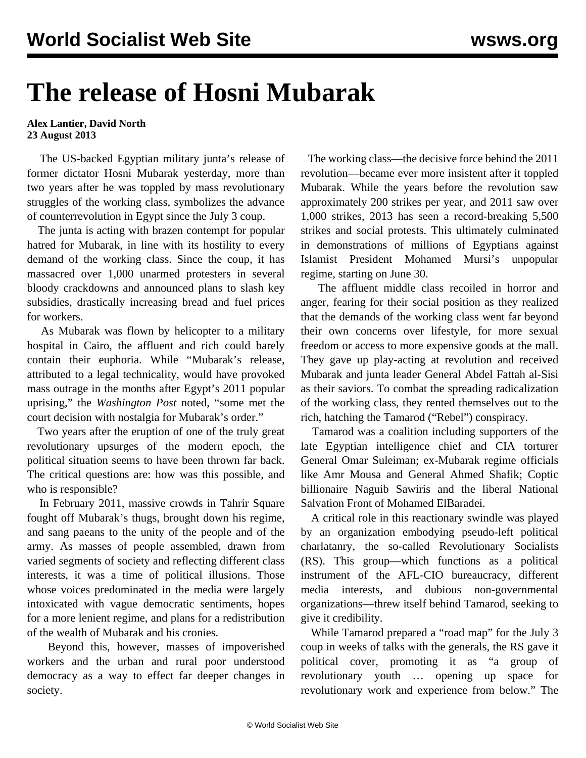# The release of Hosni Mubarak

**Alex Lantier, David North**
**23 August 2013**

The US-backed Egyptian military junta's release of former dictator Hosni Mubarak yesterday, more than two years after he was toppled by mass revolutionary struggles of the working class, symbolizes the advance of counterrevolution in Egypt since the July 3 coup.

The junta is acting with brazen contempt for popular hatred for Mubarak, in line with its hostility to every demand of the working class. Since the coup, it has massacred over 1,000 unarmed protesters in several bloody crackdowns and announced plans to slash key subsidies, drastically increasing bread and fuel prices for workers.

As Mubarak was flown by helicopter to a military hospital in Cairo, the affluent and rich could barely contain their euphoria. While "Mubarak's release, attributed to a legal technicality, would have provoked mass outrage in the months after Egypt's 2011 popular uprising," the *Washington Post* noted, "some met the court decision with nostalgia for Mubarak's order."

Two years after the eruption of one of the truly great revolutionary upsurges of the modern epoch, the political situation seems to have been thrown far back. The critical questions are: how was this possible, and who is responsible?

In February 2011, massive crowds in Tahrir Square fought off Mubarak's thugs, brought down his regime, and sang paeans to the unity of the people and of the army. As masses of people assembled, drawn from varied segments of society and reflecting different class interests, it was a time of political illusions. Those whose voices predominated in the media were largely intoxicated with vague democratic sentiments, hopes for a more lenient regime, and plans for a redistribution of the wealth of Mubarak and his cronies.

Beyond this, however, masses of impoverished workers and the urban and rural poor understood democracy as a way to effect far deeper changes in society.

The working class—the decisive force behind the 2011 revolution—became ever more insistent after it toppled Mubarak. While the years before the revolution saw approximately 200 strikes per year, and 2011 saw over 1,000 strikes, 2013 has seen a record-breaking 5,500 strikes and social protests. This ultimately culminated in demonstrations of millions of Egyptians against Islamist President Mohamed Mursi's unpopular regime, starting on June 30.

The affluent middle class recoiled in horror and anger, fearing for their social position as they realized that the demands of the working class went far beyond their own concerns over lifestyle, for more sexual freedom or access to more expensive goods at the mall. They gave up play-acting at revolution and received Mubarak and junta leader General Abdel Fattah al-Sisi as their saviors. To combat the spreading radicalization of the working class, they rented themselves out to the rich, hatching the Tamarod ("Rebel") conspiracy.

Tamarod was a coalition including supporters of the late Egyptian intelligence chief and CIA torturer General Omar Suleiman; ex-Mubarak regime officials like Amr Mousa and General Ahmed Shafik; Coptic billionaire Naguib Sawiris and the liberal National Salvation Front of Mohamed ElBaradei.

A critical role in this reactionary swindle was played by an organization embodying pseudo-left political charlatanry, the so-called Revolutionary Socialists (RS). This group—which functions as a political instrument of the AFL-CIO bureaucracy, different media interests, and dubious non-governmental organizations—threw itself behind Tamarod, seeking to give it credibility.

While Tamarod prepared a "road map" for the July 3 coup in weeks of talks with the generals, the RS gave it political cover, promoting it as "a group of revolutionary youth … opening up space for revolutionary work and experience from below." The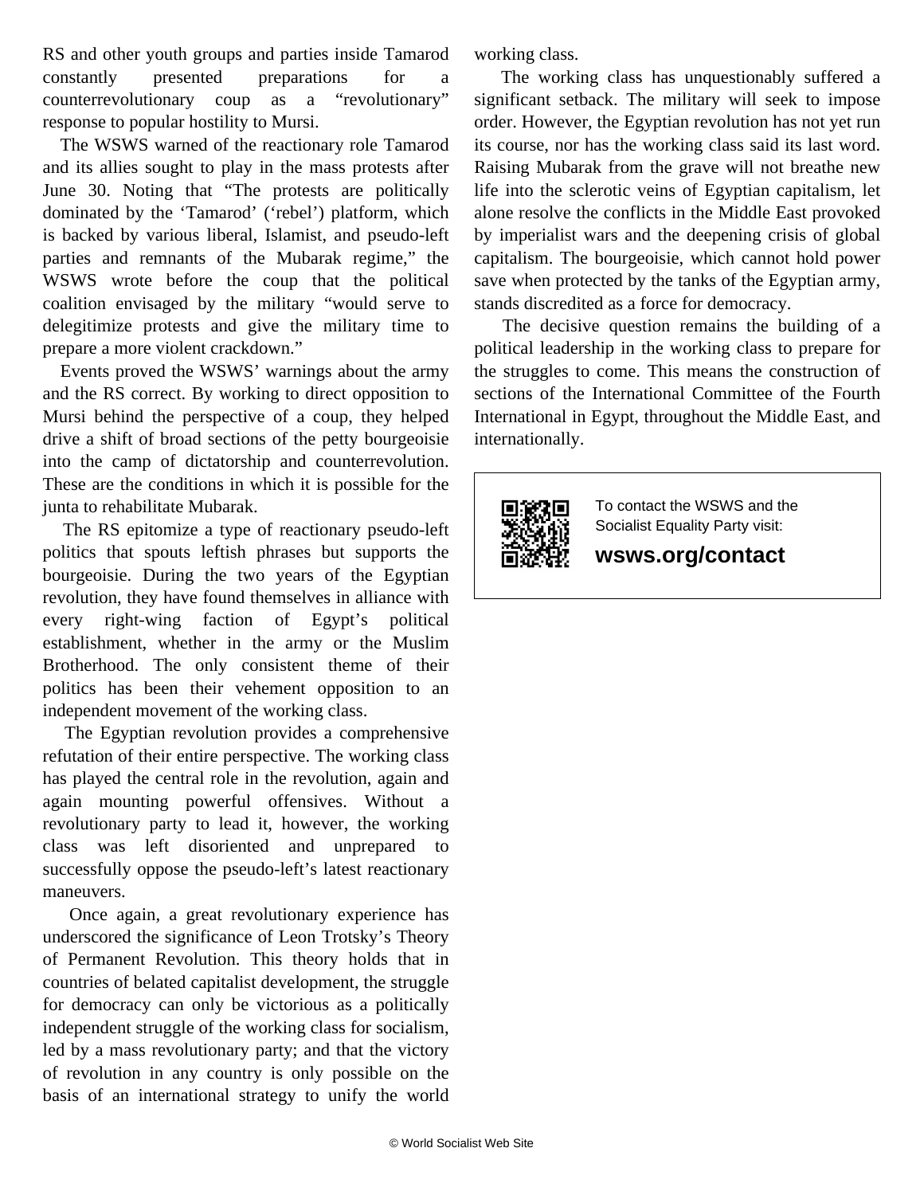RS and other youth groups and parties inside Tamarod constantly presented preparations for a counterrevolutionary coup as a "revolutionary" response to popular hostility to Mursi.

The WSWS warned of the reactionary role Tamarod and its allies sought to play in the mass protests after June 30. Noting that "The protests are politically dominated by the 'Tamarod' ('rebel') platform, which is backed by various liberal, Islamist, and pseudo-left parties and remnants of the Mubarak regime," the WSWS wrote before the coup that the political coalition envisaged by the military "would serve to delegitimize protests and give the military time to prepare a more violent crackdown."

Events proved the WSWS' warnings about the army and the RS correct. By working to direct opposition to Mursi behind the perspective of a coup, they helped drive a shift of broad sections of the petty bourgeoisie into the camp of dictatorship and counterrevolution. These are the conditions in which it is possible for the junta to rehabilitate Mubarak.

The RS epitomize a type of reactionary pseudo-left politics that spouts leftish phrases but supports the bourgeoisie. During the two years of the Egyptian revolution, they have found themselves in alliance with every right-wing faction of Egypt's political establishment, whether in the army or the Muslim Brotherhood. The only consistent theme of their politics has been their vehement opposition to an independent movement of the working class.

The Egyptian revolution provides a comprehensive refutation of their entire perspective. The working class has played the central role in the revolution, again and again mounting powerful offensives. Without a revolutionary party to lead it, however, the working class was left disoriented and unprepared to successfully oppose the pseudo-left's latest reactionary maneuvers.

Once again, a great revolutionary experience has underscored the significance of Leon Trotsky's Theory of Permanent Revolution. This theory holds that in countries of belated capitalist development, the struggle for democracy can only be victorious as a politically independent struggle of the working class for socialism, led by a mass revolutionary party; and that the victory of revolution in any country is only possible on the basis of an international strategy to unify the world working class.

The working class has unquestionably suffered a significant setback. The military will seek to impose order. However, the Egyptian revolution has not yet run its course, nor has the working class said its last word. Raising Mubarak from the grave will not breathe new life into the sclerotic veins of Egyptian capitalism, let alone resolve the conflicts in the Middle East provoked by imperialist wars and the deepening crisis of global capitalism. The bourgeoisie, which cannot hold power save when protected by the tanks of the Egyptian army, stands discredited as a force for democracy.

The decisive question remains the building of a political leadership in the working class to prepare for the struggles to come. This means the construction of sections of the International Committee of the Fourth International in Egypt, throughout the Middle East, and internationally.

To contact the WSWS and the Socialist Equality Party visit:

**wsws.org/contact**